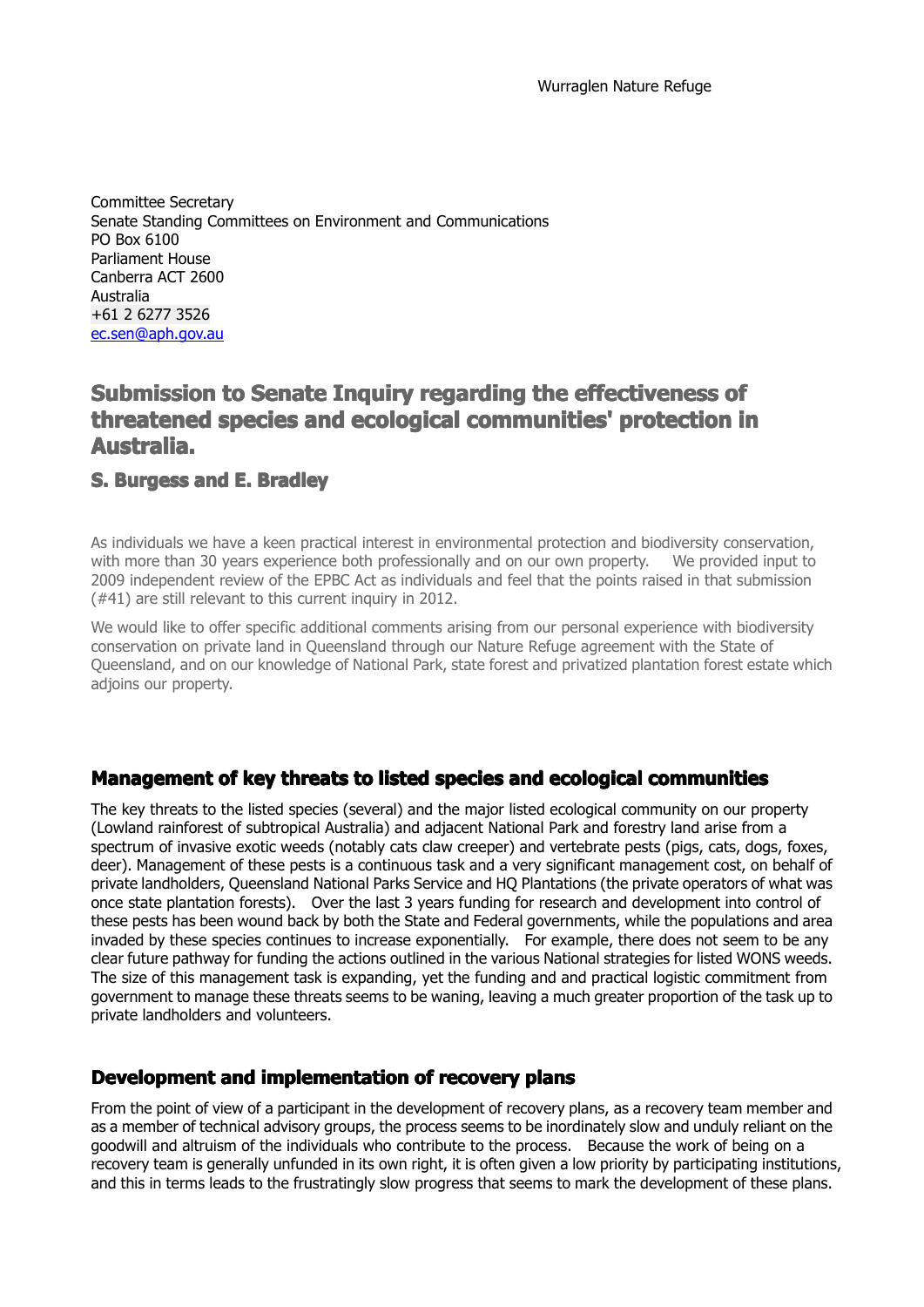Wurraglen Nature Refuge

Committee Secretary  
Senate Standing Committees on Environment and Communications  
PO Box 6100  
Parliament House  
Canberra ACT 2600  
Australia  
+61 2 6277 3526  
ec.sen@aph.gov.au

# Submission to Senate Inquiry regarding the effectiveness of threatened species and ecological communities' protection in Australia.

### S. Burgess and E. Bradley

As individuals we have a keen practical interest in environmental protection and biodiversity conservation, with more than 30 years experience both professionally and on our own property. We provided input to 2009 independent review of the EPBC Act as individuals and feel that the points raised in that submission (#41) are still relevant to this current inquiry in 2012.

We would like to offer specific additional comments arising from our personal experience with biodiversity conservation on private land in Queensland through our Nature Refuge agreement with the State of Queensland, and on our knowledge of National Park, state forest and privatized plantation forest estate which adjoins our property.

## Management of key threats to listed species and ecological communities

The key threats to the listed species (several) and the major listed ecological community on our property (Lowland rainforest of subtropical Australia) and adjacent National Park and forestry land arise from a spectrum of invasive exotic weeds (notably cats claw creeper) and vertebrate pests (pigs, cats, dogs, foxes, deer). Management of these pests is a continuous task and a very significant management cost, on behalf of private landholders, Queensland National Parks Service and HQ Plantations (the private operators of what was once state plantation forests). Over the last 3 years funding for research and development into control of these pests has been wound back by both the State and Federal governments, while the populations and area invaded by these species continues to increase exponentially. For example, there does not seem to be any clear future pathway for funding the actions outlined in the various National strategies for listed WONS weeds. The size of this management task is expanding, yet the funding and and practical logistic commitment from government to manage these threats seems to be waning, leaving a much greater proportion of the task up to private landholders and volunteers.

## Development and implementation of recovery plans

From the point of view of a participant in the development of recovery plans, as a recovery team member and as a member of technical advisory groups, the process seems to be inordinately slow and unduly reliant on the goodwill and altruism of the individuals who contribute to the process. Because the work of being on a recovery team is generally unfunded in its own right, it is often given a low priority by participating institutions, and this in terms leads to the frustratingly slow progress that seems to mark the development of these plans.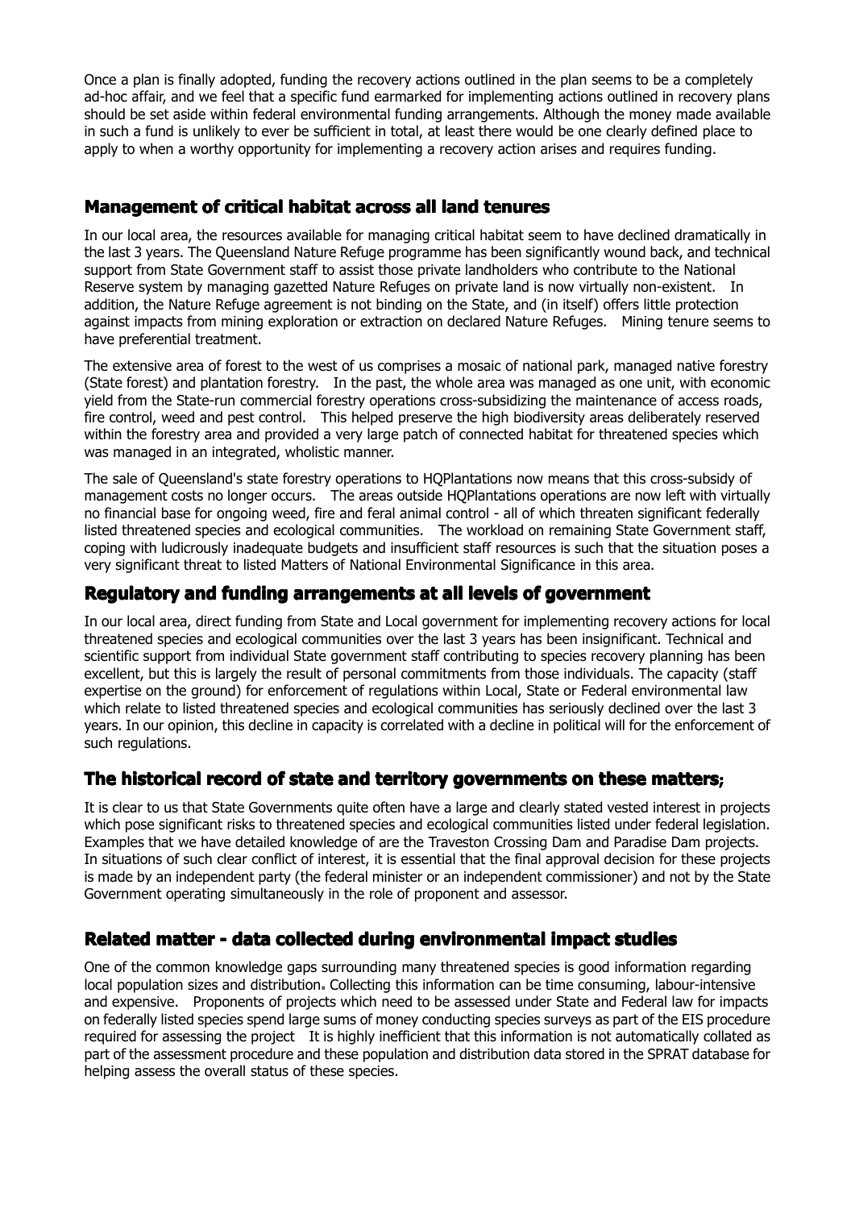Once a plan is finally adopted, funding the recovery actions outlined in the plan seems to be a completely ad-hoc affair, and we feel that a specific fund earmarked for implementing actions outlined in recovery plans should be set aside within federal environmental funding arrangements. Although the money made available in such a fund is unlikely to ever be sufficient in total, at least there would be one clearly defined place to apply to when a worthy opportunity for implementing a recovery action arises and requires funding.

## Management of critical habitat across all land tenures

In our local area, the resources available for managing critical habitat seem to have declined dramatically in the last 3 years. The Queensland Nature Refuge programme has been significantly wound back, and technical support from State Government staff to assist those private landholders who contribute to the National Reserve system by managing gazetted Nature Refuges on private land is now virtually non-existent. In addition, the Nature Refuge agreement is not binding on the State, and (in itself) offers little protection against impacts from mining exploration or extraction on declared Nature Refuges. Mining tenure seems to have preferential treatment.

The extensive area of forest to the west of us comprises a mosaic of national park, managed native forestry (State forest) and plantation forestry. In the past, the whole area was managed as one unit, with economic yield from the State-run commercial forestry operations cross-subsidizing the maintenance of access roads, fire control, weed and pest control. This helped preserve the high biodiversity areas deliberately reserved within the forestry area and provided a very large patch of connected habitat for threatened species which was managed in an integrated, wholistic manner.

The sale of Queensland's state forestry operations to HQPlantations now means that this cross-subsidy of management costs no longer occurs. The areas outside HQPlantations operations are now left with virtually no financial base for ongoing weed, fire and feral animal control - all of which threaten significant federally listed threatened species and ecological communities. The workload on remaining State Government staff, coping with ludicrously inadequate budgets and insufficient staff resources is such that the situation poses a very significant threat to listed Matters of National Environmental Significance in this area.

## Regulatory and funding arrangements at all levels of government

In our local area, direct funding from State and Local government for implementing recovery actions for local threatened species and ecological communities over the last 3 years has been insignificant. Technical and scientific support from individual State government staff contributing to species recovery planning has been excellent, but this is largely the result of personal commitments from those individuals. The capacity (staff expertise on the ground) for enforcement of regulations within Local, State or Federal environmental law which relate to listed threatened species and ecological communities has seriously declined over the last 3 years. In our opinion, this decline in capacity is correlated with a decline in political will for the enforcement of such regulations.

## The historical record of state and territory governments on these matters;

It is clear to us that State Governments quite often have a large and clearly stated vested interest in projects which pose significant risks to threatened species and ecological communities listed under federal legislation. Examples that we have detailed knowledge of are the Traveston Crossing Dam and Paradise Dam projects. In situations of such clear conflict of interest, it is essential that the final approval decision for these projects is made by an independent party (the federal minister or an independent commissioner) and not by the State Government operating simultaneously in the role of proponent and assessor.

## Related matter - data collected during environmental impact studies

One of the common knowledge gaps surrounding many threatened species is good information regarding local population sizes and distribution. Collecting this information can be time consuming, labour-intensive and expensive. Proponents of projects which need to be assessed under State and Federal law for impacts on federally listed species spend large sums of money conducting species surveys as part of the EIS procedure required for assessing the project It is highly inefficient that this information is not automatically collated as part of the assessment procedure and these population and distribution data stored in the SPRAT database for helping assess the overall status of these species.